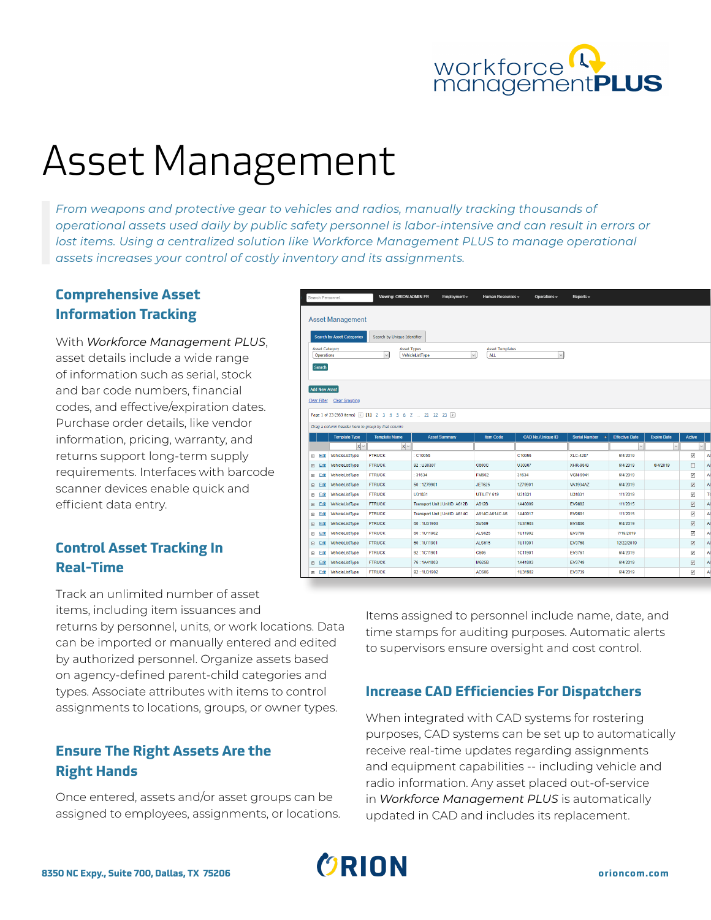# Asset Management

*From weapons and protective gear to vehicles and radios, manually tracking thousands of operational assets used daily by public safety personnel is labor-intensive and can result in errors or lost items. Using a centralized solution like Workforce Management PLUS to manage operational assets increases your control of costly inventory and its assignments.*

## Comprehensive Asset Information Tracking

With *Workforce Management PLUS*, asset details include a wide range of information such as serial, stock and bar code numbers, financial codes, and effective/expiration dates. Purchase order details, like vendor information, pricing, warranty, and returns support long-term supply requirements. Interfaces with barcode scanner devices enable quick and efficient data entry.

## Control Asset Tracking In Real-Time

Track an unlimited number of asset items, including item issuances and returns by personnel, units, or work locations. Data can be imported or manually entered and edited by authorized personnel. Organize assets based on agency-defined parent-child categories and types. Associate attributes with items to control assignments to locations, groups, or owner types.

## Ensure The Right Assets Are the Right Hands

Once entered, assets and/or asset groups can be assigned to employees, assignments, or locations. Items assigned to personnel include name, date, and time stamps for auditing purposes. Automatic alerts to supervisors ensure oversight and cost control.

## Increase CAD Efficiencies For Dispatchers

When integrated with CAD systems for rostering purposes, CAD systems can be set up to automatically receive real-time updates regarding assignments and equipment capabilities -- including vehicle and radio information. Any asset placed out-of-service in *Workforce Management PLUS* is automatically updated in CAD and includes its replacement.

8350 NC Expy., Suite 700, Dallas, TX 75206

orioncom.com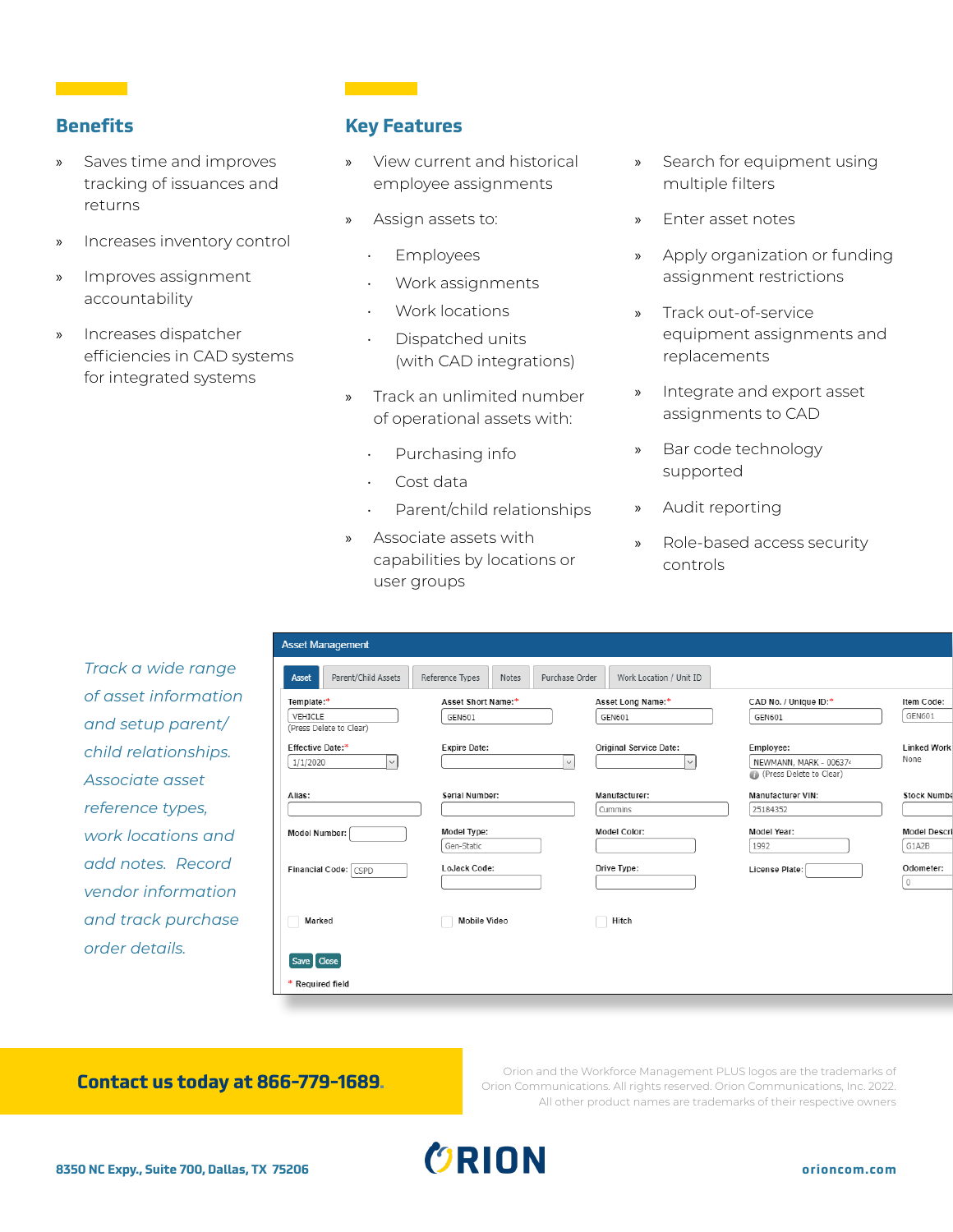## Benefits

- Saves time and improves tracking of issuances and returns
- Increases inventory control
- Improves assignment accountability
- Increases dispatcher efficiencies in CAD systems for integrated systems

## Key Features

- View current and historical employee assignments
- Assign assets to:
  - Employees
  - Work assignments
  - Work locations
  - Dispatched units (with CAD integrations)
- Track an unlimited number of operational assets with:
  - Purchasing info
  - Cost data
  - Parent/child relationships
- Associate assets with capabilities by locations or user groups
- Search for equipment using multiple filters
- Enter asset notes
- Apply organization or funding assignment restrictions
- Track out-of-service equipment assignments and replacements
- Integrate and export asset assignments to CAD
- Bar code technology supported
- Audit reporting
- Role-based access security controls

*Track a wide range of asset information and setup parent/child relationships. Associate asset reference types, work locations and add notes. Record vendor information and track purchase order details.*

Asset Management

Asset | Parent/Child Assets | Reference Types | Notes | Purchase Order | Work Location / Unit ID

Template:* VEHICLE (Press Delete to Clear)
Asset Short Name:* GEN601
Asset Long Name:* GEN601
CAD No. / Unique ID:* GEN601
Item Code: GEN601
Effective Date:* 1/1/2020
Expire Date:
Original Service Date:
Employee: NEWMANN, MARK - 00637 (Press Delete to Clear)
Linked Work None
Alias:
Serial Number:
Manufacturer: Cummins
Manufacturer VIN: 25184352
Stock Numbe
Model Number:
Model Type: Gen-Static
Model Color:
Model Year: 1992
Model Descri G1A2B
Financial Code: CSPD
LoJack Code:
Drive Type:
License Plate:
Odometer: 0
Marked
Mobile Video
Hitch
Save Close
* Required field

**Contact us today at 866-779-1689.**

Orion and the Workforce Management PLUS logos are the trademarks of Orion Communications. All rights reserved. Orion Communications, Inc. 2022. All other product names are trademarks of their respective owners

8350 NC Expy., Suite 700, Dallas, TX 75206

ORION

orioncom.com